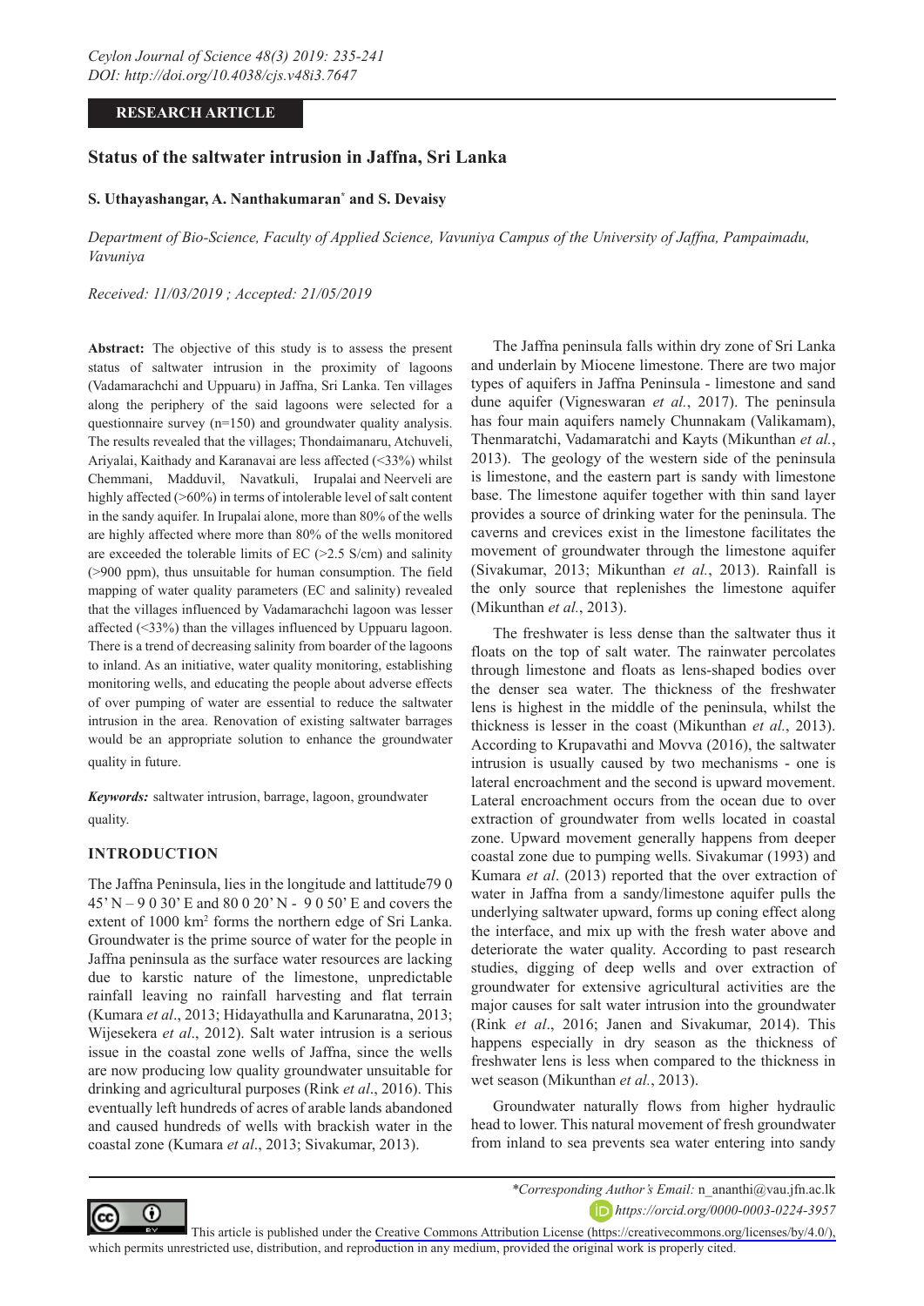**RESEARCH ARTICLE**

# Status of the saltwater intrusion in Jaffna, Sri Lanka

**S. Uthayashangar, A. Nanthakumaran\* and S. Devaisy**

*Department of Bio-Science, Faculty of Applied Science, Vavuniya Campus of the University of Jaffna, Pampaimadu, Vavuniya*

*Received: 11/03/2019 ; Accepted: 21/05/2019*

**Abstract:** The objective of this study is to assess the present status of saltwater intrusion in the proximity of lagoons (Vadamarachchi and Uppuaru) in Jaffna, Sri Lanka. Ten villages along the periphery of the said lagoons were selected for a questionnaire survey (n=150) and groundwater quality analysis. The results revealed that the villages; Thondaimanaru, Atchuveli, Ariyalai, Kaithady and Karanavai are less affected (<33%) whilst Chemmani, Madduvil, Navatkuli, Irupalai and Neerveli are highly affected (>60%) in terms of intolerable level of salt content in the sandy aquifer. In Irupalai alone, more than 80% of the wells are highly affected where more than 80% of the wells monitored are exceeded the tolerable limits of EC (>2.5 S/cm) and salinity (>900 ppm), thus unsuitable for human consumption. The field mapping of water quality parameters (EC and salinity) revealed that the villages influenced by Vadamarachchi lagoon was lesser affected (<33%) than the villages influenced by Uppuaru lagoon. There is a trend of decreasing salinity from boarder of the lagoons to inland. As an initiative, water quality monitoring, establishing monitoring wells, and educating the people about adverse effects of over pumping of water are essential to reduce the saltwater intrusion in the area. Renovation of existing saltwater barrages would be an appropriate solution to enhance the groundwater quality in future.

***Keywords:*** saltwater intrusion, barrage, lagoon, groundwater quality.

## INTRODUCTION

The Jaffna Peninsula, lies in the longitude and lattitude79 0 45' N – 9 0 30' E and 80 0 20' N - 9 0 50' E and covers the extent of 1000 km$^2$ forms the northern edge of Sri Lanka. Groundwater is the prime source of water for the people in Jaffna peninsula as the surface water resources are lacking due to karstic nature of the limestone, unpredictable rainfall leaving no rainfall harvesting and flat terrain (Kumara *et al*., 2013; Hidayathulla and Karunaratna, 2013; Wijesekera *et al*., 2012). Salt water intrusion is a serious issue in the coastal zone wells of Jaffna, since the wells are now producing low quality groundwater unsuitable for drinking and agricultural purposes (Rink *et al*., 2016). This eventually left hundreds of acres of arable lands abandoned and caused hundreds of wells with brackish water in the coastal zone (Kumara *et al*., 2013; Sivakumar, 2013).

The Jaffna peninsula falls within dry zone of Sri Lanka and underlain by Miocene limestone. There are two major types of aquifers in Jaffna Peninsula - limestone and sand dune aquifer (Vigneswaran *et al.*, 2017). The peninsula has four main aquifers namely Chunnakam (Valikamam), Thenmaratchi, Vadamaratchi and Kayts (Mikunthan *et al.*, 2013). The geology of the western side of the peninsula is limestone, and the eastern part is sandy with limestone base. The limestone aquifer together with thin sand layer provides a source of drinking water for the peninsula. The caverns and crevices exist in the limestone facilitates the movement of groundwater through the limestone aquifer (Sivakumar, 2013; Mikunthan *et al.*, 2013). Rainfall is the only source that replenishes the limestone aquifer (Mikunthan *et al.*, 2013).

The freshwater is less dense than the saltwater thus it floats on the top of salt water. The rainwater percolates through limestone and floats as lens-shaped bodies over the denser sea water. The thickness of the freshwater lens is highest in the middle of the peninsula, whilst the thickness is lesser in the coast (Mikunthan *et al.*, 2013). According to Krupavathi and Movva (2016), the saltwater intrusion is usually caused by two mechanisms - one is lateral encroachment and the second is upward movement. Lateral encroachment occurs from the ocean due to over extraction of groundwater from wells located in coastal zone. Upward movement generally happens from deeper coastal zone due to pumping wells. Sivakumar (1993) and Kumara *et al*. (2013) reported that the over extraction of water in Jaffna from a sandy/limestone aquifer pulls the underlying saltwater upward, forms up coning effect along the interface, and mix up with the fresh water above and deteriorate the water quality. According to past research studies, digging of deep wells and over extraction of groundwater for extensive agricultural activities are the major causes for salt water intrusion into the groundwater (Rink *et al*., 2016; Janen and Sivakumar, 2014). This happens especially in dry season as the thickness of freshwater lens is less when compared to the thickness in wet season (Mikunthan *et al.*, 2013).

Groundwater naturally flows from higher hydraulic head to lower. This natural movement of fresh groundwater from inland to sea prevents sea water entering into sandy

---

*\*Corresponding Author's Email:* n_ananthi@vau.jfn.ac.lk

*https://orcid.org/0000-0003-0224-3957*

This article is published under the Creative Commons Attribution License (https://creativecommons.org/licenses/by/4.0/), which permits unrestricted use, distribution, and reproduction in any medium, provided the original work is properly cited.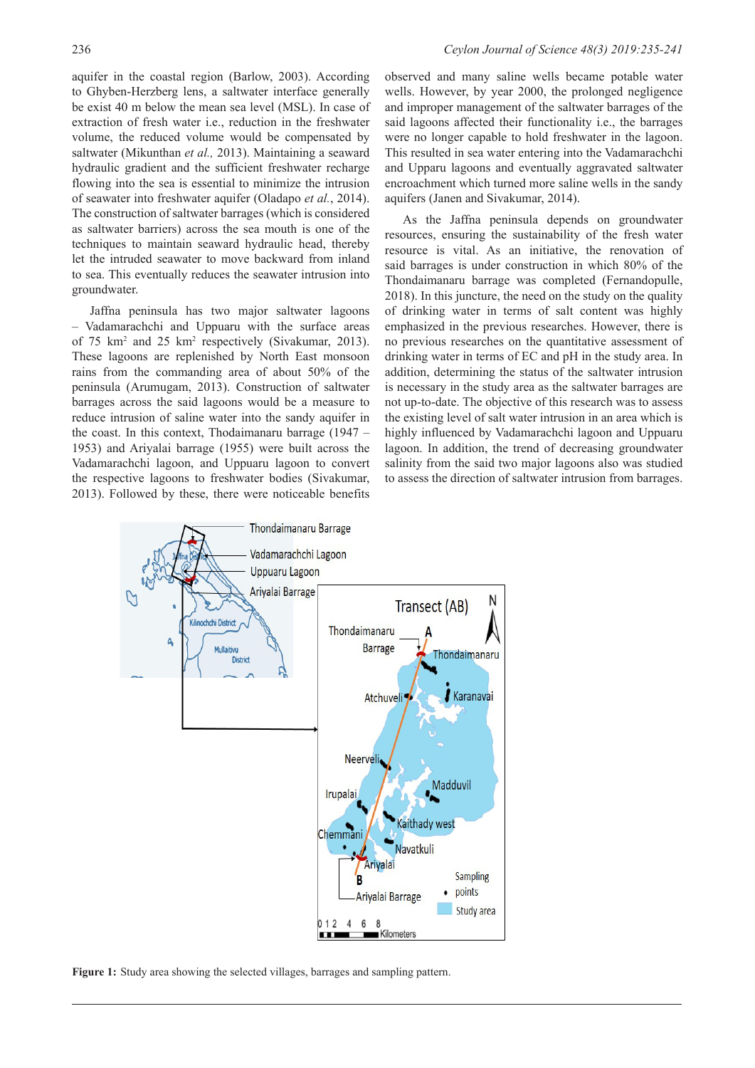aquifer in the coastal region (Barlow, 2003). According to Ghyben-Herzberg lens, a saltwater interface generally be exist 40 m below the mean sea level (MSL). In case of extraction of fresh water i.e., reduction in the freshwater volume, the reduced volume would be compensated by saltwater (Mikunthan *et al.,* 2013). Maintaining a seaward hydraulic gradient and the sufficient freshwater recharge flowing into the sea is essential to minimize the intrusion of seawater into freshwater aquifer (Oladapo *et al.*, 2014). The construction of saltwater barrages (which is considered as saltwater barriers) across the sea mouth is one of the techniques to maintain seaward hydraulic head, thereby let the intruded seawater to move backward from inland to sea. This eventually reduces the seawater intrusion into groundwater.

Jaffna peninsula has two major saltwater lagoons – Vadamarachchi and Uppuaru with the surface areas of 75 $km^2$ and 25 $km^2$ respectively (Sivakumar, 2013). These lagoons are replenished by North East monsoon rains from the commanding area of about 50% of the peninsula (Arumugam, 2013). Construction of saltwater barrages across the said lagoons would be a measure to reduce intrusion of saline water into the sandy aquifer in the coast. In this context, Thodaimanaru barrage (1947 – 1953) and Ariyalai barrage (1955) were built across the Vadamarachchi lagoon, and Uppuaru lagoon to convert the respective lagoons to freshwater bodies (Sivakumar, 2013). Followed by these, there were noticeable benefits observed and many saline wells became potable water wells. However, by year 2000, the prolonged negligence and improper management of the saltwater barrages of the said lagoons affected their functionality i.e., the barrages were no longer capable to hold freshwater in the lagoon. This resulted in sea water entering into the Vadamarachchi and Upparu lagoons and eventually aggravated saltwater encroachment which turned more saline wells in the sandy aquifers (Janen and Sivakumar, 2014).

As the Jaffna peninsula depends on groundwater resources, ensuring the sustainability of the fresh water resource is vital. As an initiative, the renovation of said barrages is under construction in which 80% of the Thondaimanaru barrage was completed (Fernandopulle, 2018). In this juncture, the need on the study on the quality of drinking water in terms of salt content was highly emphasized in the previous researches. However, there is no previous researches on the quantitative assessment of drinking water in terms of EC and pH in the study area. In addition, determining the status of the saltwater intrusion is necessary in the study area as the saltwater barrages are not up-to-date. The objective of this research was to assess the existing level of salt water intrusion in an area which is highly influenced by Vadamarachchi lagoon and Uppuaru lagoon. In addition, the trend of decreasing groundwater salinity from the said two major lagoons also was studied to assess the direction of saltwater intrusion from barrages.

Thondaimanaru Barrage
Vadamarachchi Lagoon
Uppuaru Lagoon
Ariyalai Barrage
Jaffna District
Kilinochchi District
Mullaitivu District

Transect (AB)
N
Thondaimanaru Barrage
A
Thondaimanaru
Atchuveli
Karanavai
Neerveli
Madduvil
Irupalai
Kaithady west
Chemmani
Navatkuli
Ariyalai
B
Ariyalai Barrage
Sampling points
Study area
0 1 2 4 6 8
Kilometers

**Figure 1:** Study area showing the selected villages, barrages and sampling pattern.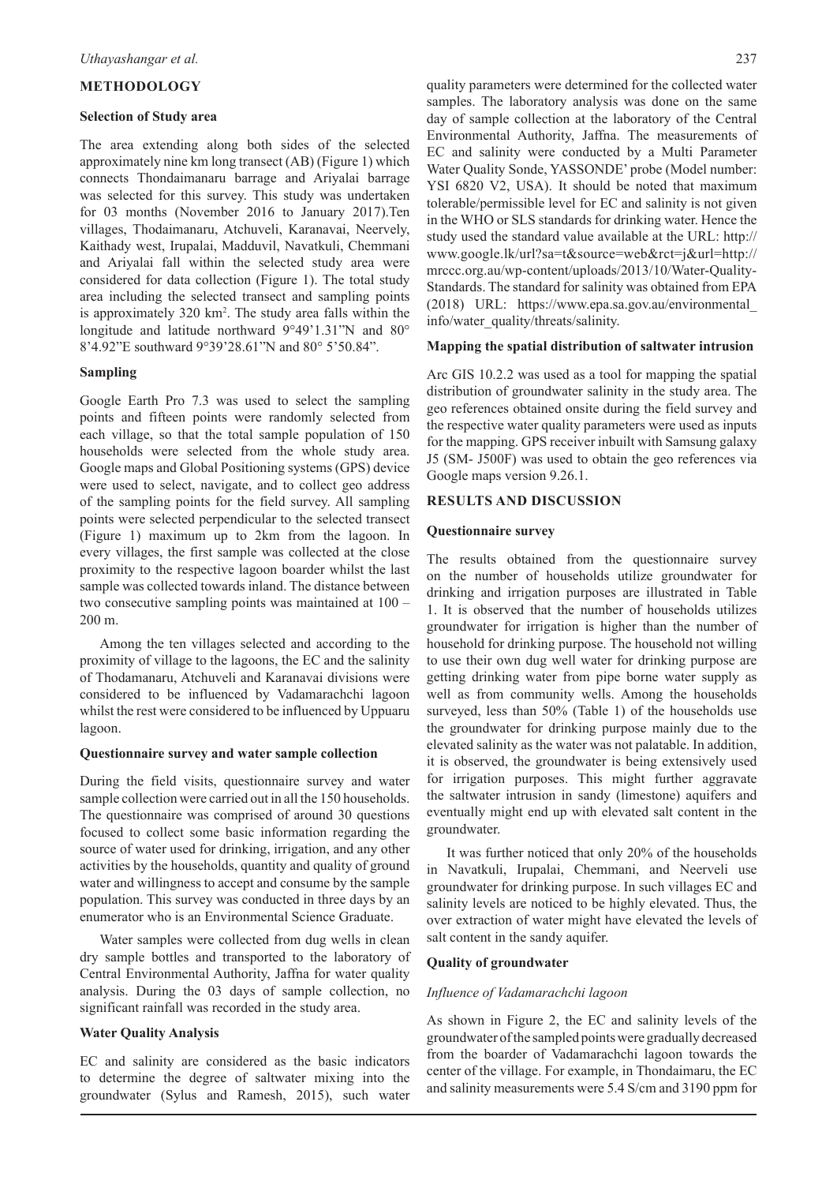## METHODOLOGY

### Selection of Study area

The area extending along both sides of the selected approximately nine km long transect (AB) (Figure 1) which connects Thondaimanaru barrage and Ariyalai barrage was selected for this survey. This study was undertaken for 03 months (November 2016 to January 2017).Ten villages, Thodaimanaru, Atchuveli, Karanavai, Neervely, Kaithady west, Irupalai, Madduvil, Navatkuli, Chemmani and Ariyalai fall within the selected study area were considered for data collection (Figure 1). The total study area including the selected transect and sampling points is approximately 320 km$^2$. The study area falls within the longitude and latitude northward 9°49'1.31"N and 80° 8'4.92"E southward 9°39'28.61"N and 80° 5'50.84".

### Sampling

Google Earth Pro 7.3 was used to select the sampling points and fifteen points were randomly selected from each village, so that the total sample population of 150 households were selected from the whole study area. Google maps and Global Positioning systems (GPS) device were used to select, navigate, and to collect geo address of the sampling points for the field survey. All sampling points were selected perpendicular to the selected transect (Figure 1) maximum up to 2km from the lagoon. In every villages, the first sample was collected at the close proximity to the respective lagoon boarder whilst the last sample was collected towards inland. The distance between two consecutive sampling points was maintained at 100 – 200 m.

Among the ten villages selected and according to the proximity of village to the lagoons, the EC and the salinity of Thodamanaru, Atchuveli and Karanavai divisions were considered to be influenced by Vadamarachchi lagoon whilst the rest were considered to be influenced by Uppuaru lagoon.

### Questionnaire survey and water sample collection

During the field visits, questionnaire survey and water sample collection were carried out in all the 150 households. The questionnaire was comprised of around 30 questions focused to collect some basic information regarding the source of water used for drinking, irrigation, and any other activities by the households, quantity and quality of ground water and willingness to accept and consume by the sample population. This survey was conducted in three days by an enumerator who is an Environmental Science Graduate.

Water samples were collected from dug wells in clean dry sample bottles and transported to the laboratory of Central Environmental Authority, Jaffna for water quality analysis. During the 03 days of sample collection, no significant rainfall was recorded in the study area.

### Water Quality Analysis

EC and salinity are considered as the basic indicators to determine the degree of saltwater mixing into the groundwater (Sylus and Ramesh, 2015), such water quality parameters were determined for the collected water samples. The laboratory analysis was done on the same day of sample collection at the laboratory of the Central Environmental Authority, Jaffna. The measurements of EC and salinity were conducted by a Multi Parameter Water Quality Sonde, YASSONDE' probe (Model number: YSI 6820 V2, USA). It should be noted that maximum tolerable/permissible level for EC and salinity is not given in the WHO or SLS standards for drinking water. Hence the study used the standard value available at the URL: http://www.google.lk/url?sa=t&source=web&rct=j&url=http://mrccc.org.au/wp-content/uploads/2013/10/Water-Quality-Standards. The standard for salinity was obtained from EPA (2018) URL: https://www.epa.sa.gov.au/environmental_info/water_quality/threats/salinity.

### Mapping the spatial distribution of saltwater intrusion

Arc GIS 10.2.2 was used as a tool for mapping the spatial distribution of groundwater salinity in the study area. The geo references obtained onsite during the field survey and the respective water quality parameters were used as inputs for the mapping. GPS receiver inbuilt with Samsung galaxy J5 (SM- J500F) was used to obtain the geo references via Google maps version 9.26.1.

## RESULTS AND DISCUSSION

### Questionnaire survey

The results obtained from the questionnaire survey on the number of households utilize groundwater for drinking and irrigation purposes are illustrated in Table 1. It is observed that the number of households utilizes groundwater for irrigation is higher than the number of household for drinking purpose. The household not willing to use their own dug well water for drinking purpose are getting drinking water from pipe borne water supply as well as from community wells. Among the households surveyed, less than 50% (Table 1) of the households use the groundwater for drinking purpose mainly due to the elevated salinity as the water was not palatable. In addition, it is observed, the groundwater is being extensively used for irrigation purposes. This might further aggravate the saltwater intrusion in sandy (limestone) aquifers and eventually might end up with elevated salt content in the groundwater.

It was further noticed that only 20% of the households in Navatkuli, Irupalai, Chemmani, and Neerveli use groundwater for drinking purpose. In such villages EC and salinity levels are noticed to be highly elevated. Thus, the over extraction of water might have elevated the levels of salt content in the sandy aquifer.

### Quality of groundwater

*Influence of Vadamarachchi lagoon*

As shown in Figure 2, the EC and salinity levels of the groundwater of the sampled points were gradually decreased from the boarder of Vadamarachchi lagoon towards the center of the village. For example, in Thondaimaru, the EC and salinity measurements were 5.4 S/cm and 3190 ppm for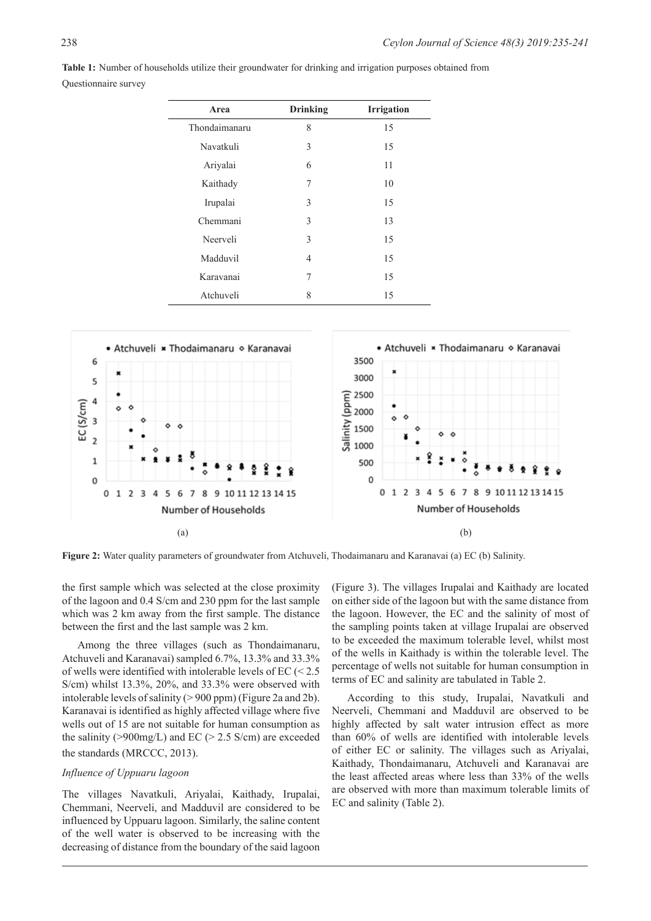**Table 1:** Number of households utilize their groundwater for drinking and irrigation purposes obtained from Questionnaire survey

| Area | Drinking | Irrigation |
|---|---|---|
| Thondaimanaru | 8 | 15 |
| Navatkuli | 3 | 15 |
| Ariyalai | 6 | 11 |
| Kaithady | 7 | 10 |
| Irupalai | 3 | 15 |
| Chemmani | 3 | 13 |
| Neerveli | 3 | 15 |
| Madduvil | 4 | 15 |
| Karavanai | 7 | 15 |
| Atchuveli | 8 | 15 |

• Atchuveli ✕ Thodaimanaru ◇ Karanavai

EC (S/cm)

0 1 2 3 4 5 6

0 1 2 3 4 5 6 7 8 9 10 11 12 13 14 15

Number of Households

(a)

• Atchuveli ✕ Thodaimanaru ◇ Karanavai

Salinity (ppm)

0 500 1000 1500 2000 2500 3000 3500

0 1 2 3 4 5 6 7 8 9 10 11 12 13 14 15

Number of Households

(b)

**Figure 2:** Water quality parameters of groundwater from Atchuveli, Thodaimanaru and Karanavai (a) EC (b) Salinity.

the first sample which was selected at the close proximity of the lagoon and 0.4 S/cm and 230 ppm for the last sample which was 2 km away from the first sample. The distance between the first and the last sample was 2 km.

Among the three villages (such as Thondaimanaru, Atchuveli and Karanavai) sampled 6.7%, 13.3% and 33.3% of wells were identified with intolerable levels of EC (< 2.5 S/cm) whilst 13.3%, 20%, and 33.3% were observed with intolerable levels of salinity (> 900 ppm) (Figure 2a and 2b). Karanavai is identified as highly affected village where five wells out of 15 are not suitable for human consumption as the salinity (>900mg/L) and EC (> 2.5 S/cm) are exceeded the standards (MRCCC, 2013).

*Influence of Uppuaru lagoon*

The villages Navatkuli, Ariyalai, Kaithady, Irupalai, Chemmani, Neerveli, and Madduvil are considered to be influenced by Uppuaru lagoon. Similarly, the saline content of the well water is observed to be increasing with the decreasing of distance from the boundary of the said lagoon (Figure 3). The villages Irupalai and Kaithady are located on either side of the lagoon but with the same distance from the lagoon. However, the EC and the salinity of most of the sampling points taken at village Irupalai are observed to be exceeded the maximum tolerable level, whilst most of the wells in Kaithady is within the tolerable level. The percentage of wells not suitable for human consumption in terms of EC and salinity are tabulated in Table 2.

According to this study, Irupalai, Navatkuli and Neerveli, Chemmani and Madduvil are observed to be highly affected by salt water intrusion effect as more than 60% of wells are identified with intolerable levels of either EC or salinity. The villages such as Ariyalai, Kaithady, Thondaimanaru, Atchuveli and Karanavai are the least affected areas where less than 33% of the wells are observed with more than maximum tolerable limits of EC and salinity (Table 2).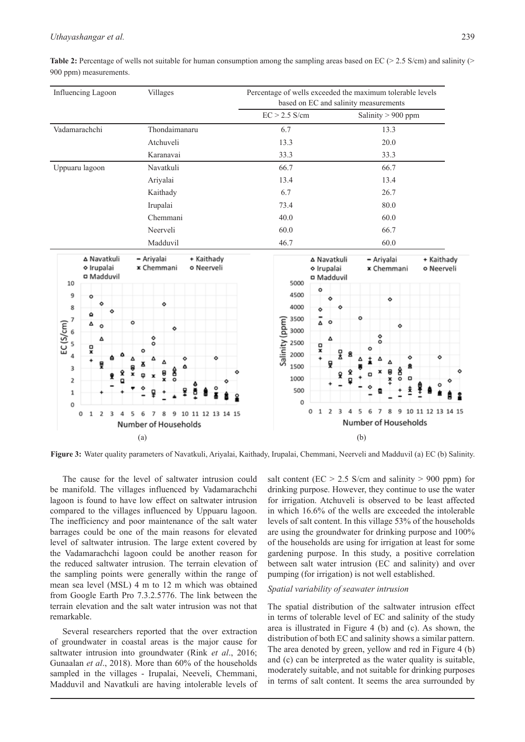**Table 2:** Percentage of wells not suitable for human consumption among the sampling areas based on EC (> 2.5 S/cm) and salinity (> 900 ppm) measurements.

| Influencing Lagoon | Villages | Percentage of wells exceeded the maximum tolerable levels based on EC and salinity measurements | |
|---|---|---|---|
| | | EC > 2.5 S/cm | Salinity > 900 ppm |
| Vadamarachchi | Thondaimanaru | 6.7 | 13.3 |
| | Atchuveli | 13.3 | 20.0 |
| | Karanavai | 33.3 | 33.3 |
| Uppuaru lagoon | Navatkuli | 66.7 | 66.7 |
| | Ariyalai | 13.4 | 13.4 |
| | Kaithady | 6.7 | 26.7 |
| | Irupalai | 73.4 | 80.0 |
| | Chemmani | 40.0 | 60.0 |
| | Neerveli | 60.0 | 66.7 |
| | Madduvil | 46.7 | 60.0 |

Navatkuli
Ariyalai
Kaithady
Irupalai
Chemmani
Neerveli
Madduvil

EC (S/cm)
Number of Households

(a)

Salinity (ppm)
Number of Households

(b)

**Figure 3:** Water quality parameters of Navatkuli, Ariyalai, Kaithady, Irupalai, Chemmani, Neerveli and Madduvil (a) EC (b) Salinity.

The cause for the level of saltwater intrusion could be manifold. The villages influenced by Vadamarachchi lagoon is found to have low effect on saltwater intrusion compared to the villages influenced by Uppuaru lagoon. The inefficiency and poor maintenance of the salt water barrages could be one of the main reasons for elevated level of saltwater intrusion. The large extent covered by the Vadamarachchi lagoon could be another reason for the reduced saltwater intrusion. The terrain elevation of the sampling points were generally within the range of mean sea level (MSL) 4 m to 12 m which was obtained from Google Earth Pro 7.3.2.5776. The link between the terrain elevation and the salt water intrusion was not that remarkable.

Several researchers reported that the over extraction of groundwater in coastal areas is the major cause for saltwater intrusion into groundwater (Rink *et al*., 2016; Gunaalan *et al*., 2018). More than 60% of the households sampled in the villages - Irupalai, Neeveli, Chemmani, Madduvil and Navatkuli are having intolerable levels of salt content (EC > 2.5 S/cm and salinity > 900 ppm) for drinking purpose. However, they continue to use the water for irrigation. Atchuveli is observed to be least affected in which 16.6% of the wells are exceeded the intolerable levels of salt content. In this village 53% of the households are using the groundwater for drinking purpose and 100% of the households are using for irrigation at least for some gardening purpose. In this study, a positive correlation between salt water intrusion (EC and salinity) and over pumping (for irrigation) is not well established.

*Spatial variability of seawater intrusion*

The spatial distribution of the saltwater intrusion effect in terms of tolerable level of EC and salinity of the study area is illustrated in Figure 4 (b) and (c). As shown, the distribution of both EC and salinity shows a similar pattern. The area denoted by green, yellow and red in Figure 4 (b) and (c) can be interpreted as the water quality is suitable, moderately suitable, and not suitable for drinking purposes in terms of salt content. It seems the area surrounded by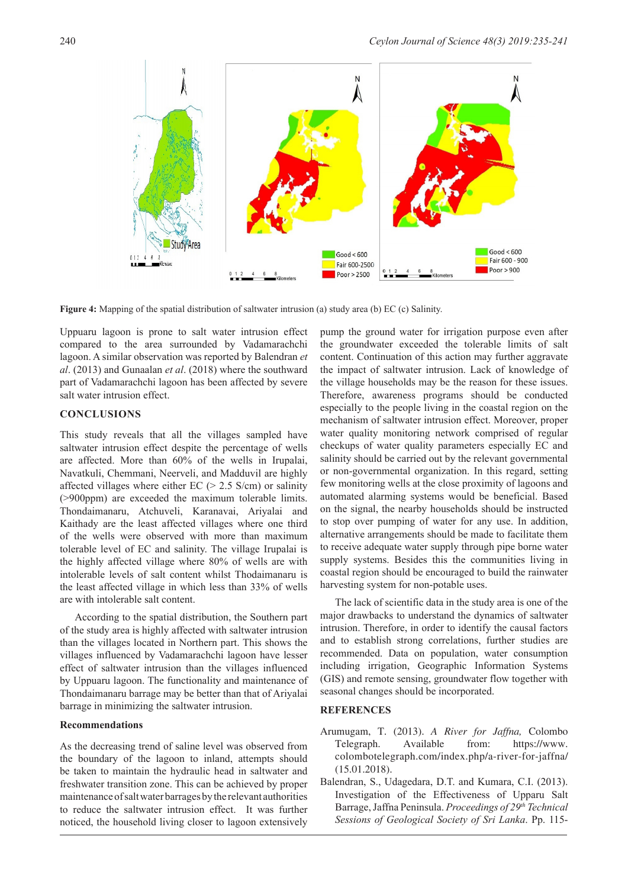Study Area

0 1 2 4 6 8 Kilometers

N

Good < 600
Fair 600-2500
Poor > 2500

0 1 2 4 6 8 Kilometers

N

Good < 600
Fair 600 - 900
Poor > 900

0 1 2 4 6 8 Kilometers

**Figure 4:** Mapping of the spatial distribution of saltwater intrusion (a) study area (b) EC (c) Salinity.

Uppuaru lagoon is prone to salt water intrusion effect compared to the area surrounded by Vadamarachchi lagoon. A similar observation was reported by Balendran *et al*. (2013) and Gunaalan *et al*. (2018) where the southward part of Vadamarachchi lagoon has been affected by severe salt water intrusion effect.

## CONCLUSIONS

This study reveals that all the villages sampled have saltwater intrusion effect despite the percentage of wells are affected. More than 60% of the wells in Irupalai, Navatkuli, Chemmani, Neerveli, and Madduvil are highly affected villages where either EC (> 2.5 S/cm) or salinity (>900ppm) are exceeded the maximum tolerable limits. Thondaimanaru, Atchuveli, Karanavai, Ariyalai and Kaithady are the least affected villages where one third of the wells were observed with more than maximum tolerable level of EC and salinity. The village Irupalai is the highly affected village where 80% of wells are with intolerable levels of salt content whilst Thodaimanaru is the least affected village in which less than 33% of wells are with intolerable salt content.

According to the spatial distribution, the Southern part of the study area is highly affected with saltwater intrusion than the villages located in Northern part. This shows the villages influenced by Vadamarachchi lagoon have lesser effect of saltwater intrusion than the villages influenced by Uppuaru lagoon. The functionality and maintenance of Thondaimanaru barrage may be better than that of Ariyalai barrage in minimizing the saltwater intrusion.

### Recommendations

As the decreasing trend of saline level was observed from the boundary of the lagoon to inland, attempts should be taken to maintain the hydraulic head in saltwater and freshwater transition zone. This can be achieved by proper maintenance of salt water barrages by the relevant authorities to reduce the saltwater intrusion effect. It was further noticed, the household living closer to lagoon extensively pump the ground water for irrigation purpose even after the groundwater exceeded the tolerable limits of salt content. Continuation of this action may further aggravate the impact of saltwater intrusion. Lack of knowledge of the village households may be the reason for these issues. Therefore, awareness programs should be conducted especially to the people living in the coastal region on the mechanism of saltwater intrusion effect. Moreover, proper water quality monitoring network comprised of regular checkups of water quality parameters especially EC and salinity should be carried out by the relevant governmental or non-governmental organization. In this regard, setting few monitoring wells at the close proximity of lagoons and automated alarming systems would be beneficial. Based on the signal, the nearby households should be instructed to stop over pumping of water for any use. In addition, alternative arrangements should be made to facilitate them to receive adequate water supply through pipe borne water supply systems. Besides this the communities living in coastal region should be encouraged to build the rainwater harvesting system for non-potable uses.

The lack of scientific data in the study area is one of the major drawbacks to understand the dynamics of saltwater intrusion. Therefore, in order to identify the causal factors and to establish strong correlations, further studies are recommended. Data on population, water consumption including irrigation, Geographic Information Systems (GIS) and remote sensing, groundwater flow together with seasonal changes should be incorporated.

## REFERENCES

Arumugam, T. (2013). *A River for Jaffna,* Colombo Telegraph. Available from: https://www.colombotelegraph.com/index.php/a-river-for-jaffna/ (15.01.2018).

Balendran, S., Udagedara, D.T. and Kumara, C.I. (2013). Investigation of the Effectiveness of Upparu Salt Barrage, Jaffna Peninsula. *Proceedings of 29th Technical Sessions of Geological Society of Sri Lanka*. Pp. 115-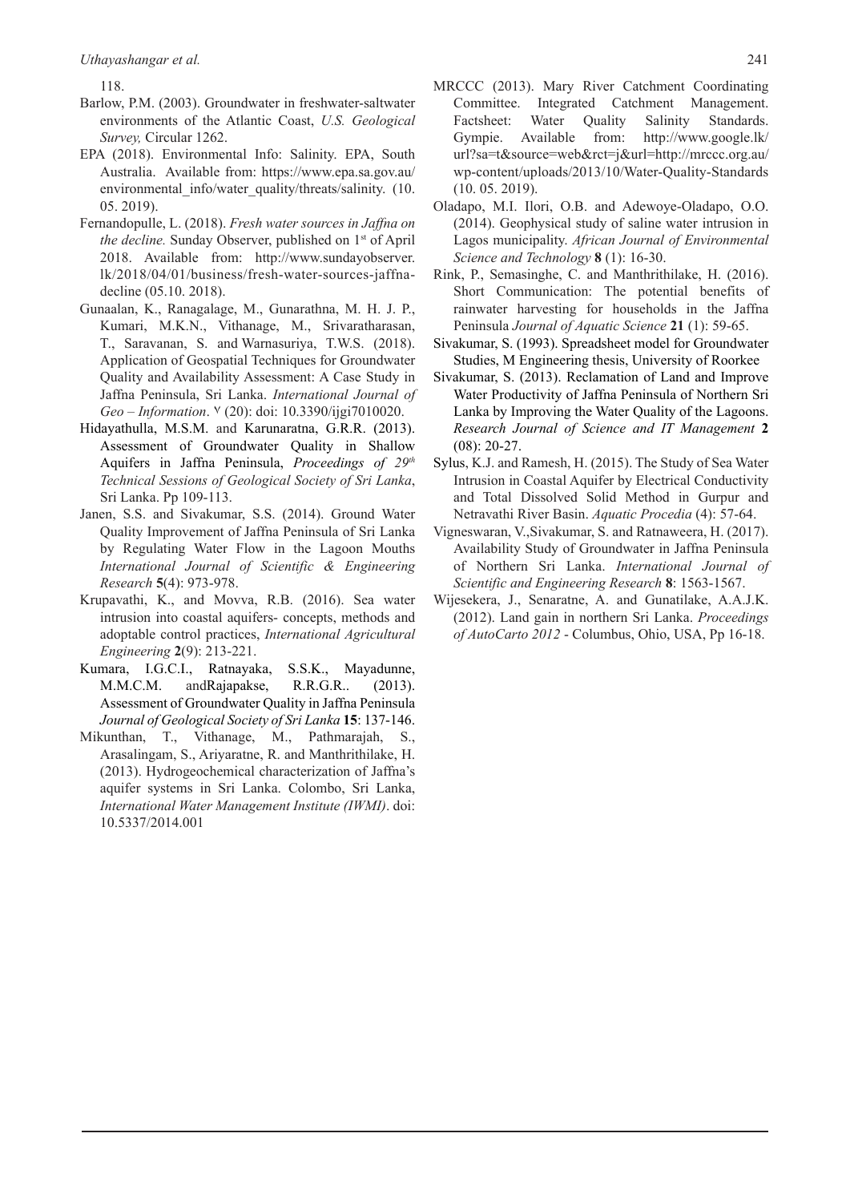118.

Barlow, P.M. (2003). Groundwater in freshwater-saltwater environments of the Atlantic Coast, *U.S. Geological Survey,* Circular 1262.

EPA (2018). Environmental Info: Salinity. EPA, South Australia. Available from: https://www.epa.sa.gov.au/environmental_info/water_quality/threats/salinity. (10. 05. 2019).

Fernandopulle, L. (2018). *Fresh water sources in Jaffna on the decline.* Sunday Observer, published on 1st of April 2018. Available from: http://www.sundayobserver.lk/2018/04/01/business/fresh-water-sources-jaffna-decline (05.10. 2018).

Gunaalan, K., Ranagalage, M., Gunarathna, M. H. J. P., Kumari, M.K.N., Vithanage, M., Srivaratharasan, T., Saravanan, S. and Warnasuriya, T.W.S. (2018). Application of Geospatial Techniques for Groundwater Quality and Availability Assessment: A Case Study in Jaffna Peninsula, Sri Lanka. *International Journal of Geo – Information*. ٧ (20): doi: 10.3390/ijgi7010020.

Hidayathulla, M.S.M. and Karunaratna, G.R.R. (2013). Assessment of Groundwater Quality in Shallow Aquifers in Jaffna Peninsula, *Proceedings of 29th Technical Sessions of Geological Society of Sri Lanka*, Sri Lanka. Pp 109-113.

Janen, S.S. and Sivakumar, S.S. (2014). Ground Water Quality Improvement of Jaffna Peninsula of Sri Lanka by Regulating Water Flow in the Lagoon Mouths *International Journal of Scientific & Engineering Research* **5**(4): 973-978.

Krupavathi, K., and Movva, R.B. (2016). Sea water intrusion into coastal aquifers- concepts, methods and adoptable control practices, *International Agricultural Engineering* **2**(9): 213-221.

Kumara, I.G.C.I., Ratnayaka, S.S.K., Mayadunne, M.M.C.M. andRajapakse, R.R.G.R.. (2013). Assessment of Groundwater Quality in Jaffna Peninsula *Journal of Geological Society of Sri Lanka* **15**: 137-146.

Mikunthan, T., Vithanage, M., Pathmarajah, S., Arasalingam, S., Ariyaratne, R. and Manthrithilake, H. (2013). Hydrogeochemical characterization of Jaffna's aquifer systems in Sri Lanka. Colombo, Sri Lanka, *International Water Management Institute (IWMI)*. doi: 10.5337/2014.001

MRCCC (2013). Mary River Catchment Coordinating Committee. Integrated Catchment Management. Factsheet: Water Quality Salinity Standards. Gympie. Available from: http://www.google.lk/url?sa=t&source=web&rct=j&url=http://mrccc.org.au/wp-content/uploads/2013/10/Water-Quality-Standards (10. 05. 2019).

Oladapo, M.I. Ilori, O.B. and Adewoye-Oladapo, O.O. (2014). Geophysical study of saline water intrusion in Lagos municipality. *African Journal of Environmental Science and Technology* **8** (1): 16-30.

Rink, P., Semasinghe, C. and Manthrithilake, H. (2016). Short Communication: The potential benefits of rainwater harvesting for households in the Jaffna Peninsula *Journal of Aquatic Science* **21** (1): 59-65.

Sivakumar, S. (1993). Spreadsheet model for Groundwater Studies, M Engineering thesis, University of Roorkee

Sivakumar, S. (2013). Reclamation of Land and Improve Water Productivity of Jaffna Peninsula of Northern Sri Lanka by Improving the Water Quality of the Lagoons. *Research Journal of Science and IT Management* **2** (08): 20-27.

Sylus, K.J. and Ramesh, H. (2015). The Study of Sea Water Intrusion in Coastal Aquifer by Electrical Conductivity and Total Dissolved Solid Method in Gurpur and Netravathi River Basin. *Aquatic Procedia* (4): 57-64.

Vigneswaran, V.,Sivakumar, S. and Ratnaweera, H. (2017). Availability Study of Groundwater in Jaffna Peninsula of Northern Sri Lanka. *International Journal of Scientific and Engineering Research* **8**: 1563-1567.

Wijesekera, J., Senaratne, A. and Gunatilake, A.A.J.K. (2012). Land gain in northern Sri Lanka. *Proceedings of AutoCarto 2012* - Columbus, Ohio, USA, Pp 16-18.